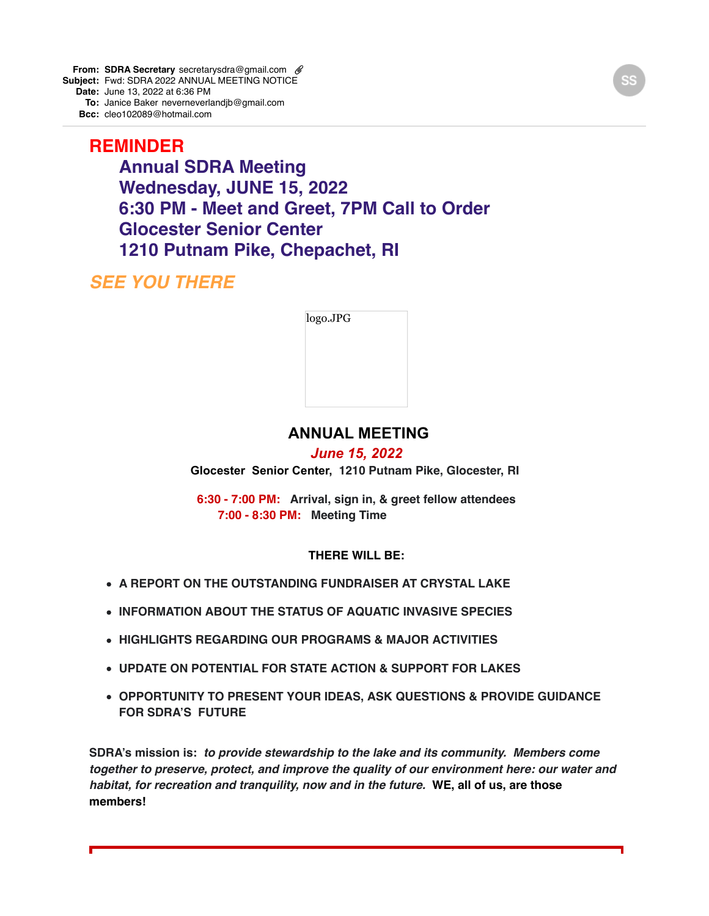**From:** **SDRA Secretary** secretarysdra@gmail.com
**Subject:** Fwd: SDRA 2022 ANNUAL MEETING NOTICE
**Date:** June 13, 2022 at 6:36 PM
**To:** Janice Baker neverneverlandjb@gmail.com
**Bcc:** cleo102089@hotmail.com

# REMINDER

## Annual SDRA Meeting
## Wednesday, JUNE 15, 2022
## 6:30 PM - Meet and Greet, 7PM Call to Order
## Glocester Senior Center
## 1210 Putnam Pike, Chepachet, RI

## *SEE YOU THERE*

logo.JPG

## ANNUAL MEETING

***June 15, 2022***

**Glocester Senior Center, 1210 Putnam Pike, Glocester, RI**

**6:30 - 7:00 PM:** **Arrival, sign in, & greet fellow attendees**
**7:00 - 8:30 PM:** **Meeting Time**

**THERE WILL BE:**

- **A REPORT ON THE OUTSTANDING FUNDRAISER AT CRYSTAL LAKE**
- **INFORMATION ABOUT THE STATUS OF AQUATIC INVASIVE SPECIES**
- **HIGHLIGHTS REGARDING OUR PROGRAMS & MAJOR ACTIVITIES**
- **UPDATE ON POTENTIAL FOR STATE ACTION & SUPPORT FOR LAKES**
- **OPPORTUNITY TO PRESENT YOUR IDEAS, ASK QUESTIONS & PROVIDE GUIDANCE FOR SDRA'S FUTURE**

**SDRA's mission is:** ***to provide stewardship to the lake and its community. Members come together to preserve, protect, and improve the quality of our environment here: our water and habitat, for recreation and tranquility, now and in the future.*** **WE, all of us, are those members!**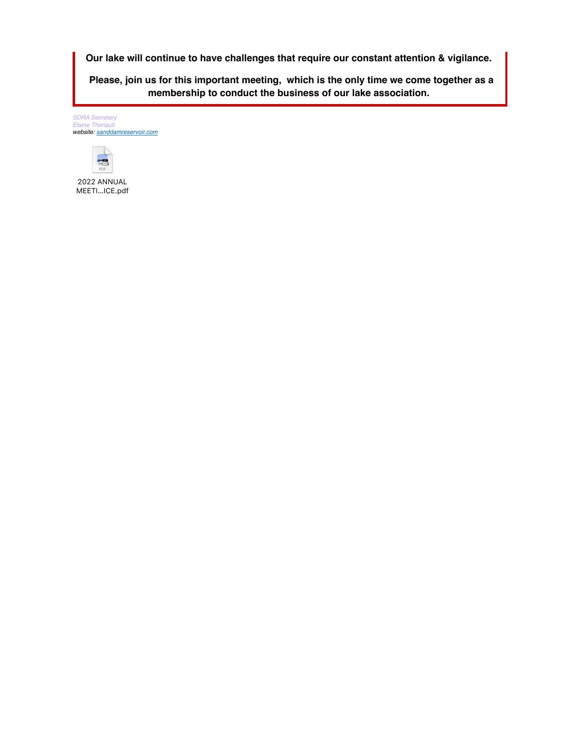**Our lake will continue to have challenges that require our constant attention & vigilance.**

**Please, join us for this important meeting, which is the only time we come together as a membership to conduct the business of our lake association.**

*SDRA Secretary*
*Elaine Theriault*
*website: sanddamreservoir.com*

2022 ANNUAL MEETI...ICE.pdf